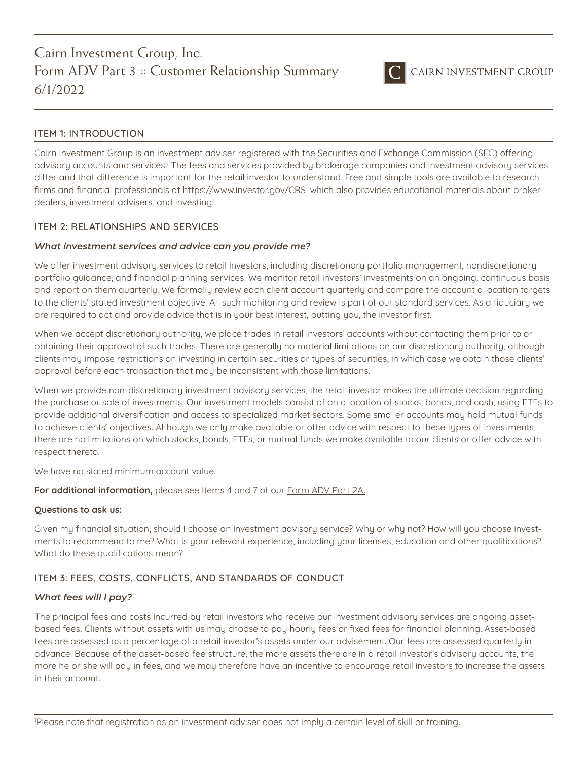# Cairn Investment Group, Inc.
# Form ADV Part 3 :: Customer Relationship Summary
# 6/1/2022

CAIRN INVESTMENT GROUP

## ITEM 1: INTRODUCTION

Cairn Investment Group is an investment adviser registered with the Securities and Exchange Commission (SEC) offering advisory accounts and services.[1] The fees and services provided by brokerage companies and investment advisory services differ and that difference is important for the retail investor to understand. Free and simple tools are available to research firms and financial professionals at https://www.investor.gov/CRS, which also provides educational materials about broker-dealers, investment advisers, and investing.

## ITEM 2: RELATIONSHIPS AND SERVICES

### *What investment services and advice can you provide me?*

We offer investment advisory services to retail investors, including discretionary portfolio management, nondiscretionary portfolio guidance, and financial planning services. We monitor retail investors' investments on an ongoing, continuous basis and report on them quarterly. We formally review each client account quarterly and compare the account allocation targets to the clients' stated investment objective. All such monitoring and review is part of our standard services. As a fiduciary we are required to act and provide advice that is in your best interest, putting you, the investor first.

When we accept discretionary authority, we place trades in retail investors' accounts without contacting them prior to or obtaining their approval of such trades. There are generally no material limitations on our discretionary authority, although clients may impose restrictions on investing in certain securities or types of securities, in which case we obtain those clients' approval before each transaction that may be inconsistent with those limitations.

When we provide non-discretionary investment advisory services, the retail investor makes the ultimate decision regarding the purchase or sale of investments. Our investment models consist of an allocation of stocks, bonds, and cash, using ETFs to provide additional diversification and access to specialized market sectors. Some smaller accounts may hold mutual funds to achieve clients' objectives. Although we only make available or offer advice with respect to these types of investments, there are no limitations on which stocks, bonds, ETFs, or mutual funds we make available to our clients or offer advice with respect thereto.

We have no stated minimum account value.

**For additional information,** please see Items 4 and 7 of our Form ADV Part 2A.

**Questions to ask us:**

Given my financial situation, should I choose an investment advisory service? Why or why not? How will you choose investments to recommend to me? What is your relevant experience, including your licenses, education and other qualifications? What do these qualifications mean?

## ITEM 3: FEES, COSTS, CONFLICTS, AND STANDARDS OF CONDUCT

### *What fees will I pay?*

The principal fees and costs incurred by retail investors who receive our investment advisory services are ongoing asset-based fees. Clients without assets with us may choose to pay hourly fees or fixed fees for financial planning. Asset-based fees are assessed as a percentage of a retail investor's assets under our advisement. Our fees are assessed quarterly in advance. Because of the asset-based fee structure, the more assets there are in a retail investor's advisory accounts, the more he or she will pay in fees, and we may therefore have an incentive to encourage retail investors to increase the assets in their account.

[1]Please note that registration as an investment adviser does not imply a certain level of skill or training.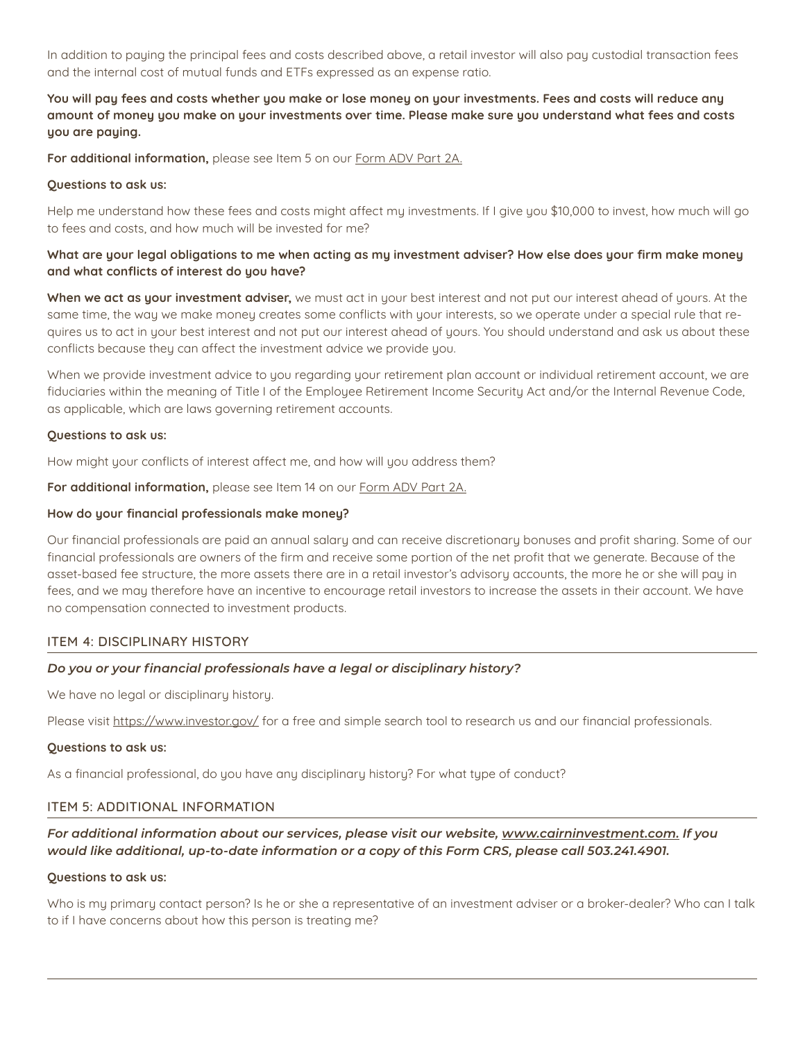In addition to paying the principal fees and costs described above, a retail investor will also pay custodial transaction fees and the internal cost of mutual funds and ETFs expressed as an expense ratio.

**You will pay fees and costs whether you make or lose money on your investments. Fees and costs will reduce any amount of money you make on your investments over time. Please make sure you understand what fees and costs you are paying.**

**For additional information,** please see Item 5 on our Form ADV Part 2A.

**Questions to ask us:**

Help me understand how these fees and costs might affect my investments. If I give you $10,000 to invest, how much will go to fees and costs, and how much will be invested for me?

**What are your legal obligations to me when acting as my investment adviser? How else does your firm make money and what conflicts of interest do you have?**

**When we act as your investment adviser,** we must act in your best interest and not put our interest ahead of yours. At the same time, the way we make money creates some conflicts with your interests, so we operate under a special rule that requires us to act in your best interest and not put our interest ahead of yours. You should understand and ask us about these conflicts because they can affect the investment advice we provide you.

When we provide investment advice to you regarding your retirement plan account or individual retirement account, we are fiduciaries within the meaning of Title I of the Employee Retirement Income Security Act and/or the Internal Revenue Code, as applicable, which are laws governing retirement accounts.

**Questions to ask us:**

How might your conflicts of interest affect me, and how will you address them?

**For additional information,** please see Item 14 on our Form ADV Part 2A.

**How do your financial professionals make money?**

Our financial professionals are paid an annual salary and can receive discretionary bonuses and profit sharing. Some of our financial professionals are owners of the firm and receive some portion of the net profit that we generate. Because of the asset-based fee structure, the more assets there are in a retail investor's advisory accounts, the more he or she will pay in fees, and we may therefore have an incentive to encourage retail investors to increase the assets in their account. We have no compensation connected to investment products.

## ITEM 4: DISCIPLINARY HISTORY

***Do you or your financial professionals have a legal or disciplinary history?***

We have no legal or disciplinary history.

Please visit https://www.investor.gov/ for a free and simple search tool to research us and our financial professionals.

**Questions to ask us:**

As a financial professional, do you have any disciplinary history? For what type of conduct?

## ITEM 5: ADDITIONAL INFORMATION

***For additional information about our services, please visit our website, www.cairninvestment.com. If you would like additional, up-to-date information or a copy of this Form CRS, please call 503.241.4901.***

**Questions to ask us:**

Who is my primary contact person? Is he or she a representative of an investment adviser or a broker-dealer? Who can I talk to if I have concerns about how this person is treating me?